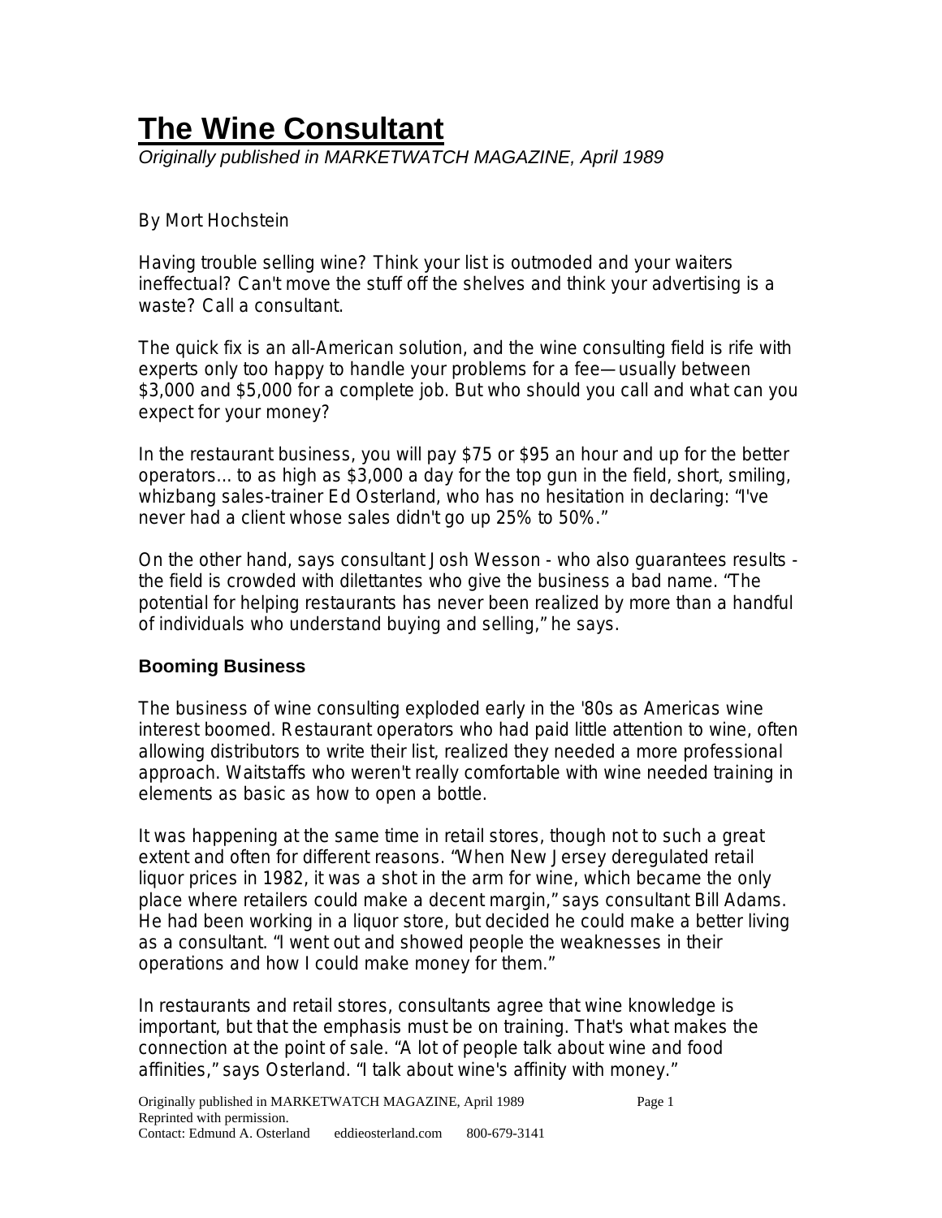# The Wine Consultant

*Originally published in MARKETWATCH MAGAZINE, April 1989*

By Mort Hochstein

Having trouble selling wine? Think your list is outmoded and your waiters ineffectual? Can't move the stuff off the shelves and think your advertising is a waste? Call a consultant.

The quick fix is an all-American solution, and the wine consulting field is rife with experts only too happy to handle your problems for a fee—usually between $3,000 and $5,000 for a complete job. But who should you call and what can you expect for your money?

In the restaurant business, you will pay $75 or $95 an hour and up for the better operators... to as high as $3,000 a day for the top gun in the field, short, smiling, whizbang sales-trainer Ed Osterland, who has no hesitation in declaring: "I've never had a client whose sales didn't go up 25% to 50%."

On the other hand, says consultant Josh Wesson - who also guarantees results - the field is crowded with dilettantes who give the business a bad name. "The potential for helping restaurants has never been realized by more than a handful of individuals who understand buying and selling," he says.

### Booming Business

The business of wine consulting exploded early in the '80s as Americas wine interest boomed. Restaurant operators who had paid little attention to wine, often allowing distributors to write their list, realized they needed a more professional approach. Waitstaffs who weren't really comfortable with wine needed training in elements as basic as how to open a bottle.

It was happening at the same time in retail stores, though not to such a great extent and often for different reasons. "When New Jersey deregulated retail liquor prices in 1982, it was a shot in the arm for wine, which became the only place where retailers could make a decent margin," says consultant Bill Adams. He had been working in a liquor store, but decided he could make a better living as a consultant. "I went out and showed people the weaknesses in their operations and how I could make money for them."

In restaurants and retail stores, consultants agree that wine knowledge is important, but that the emphasis must be on training. That's what makes the connection at the point of sale. "A lot of people talk about wine and food affinities," says Osterland. "I talk about wine's affinity with money."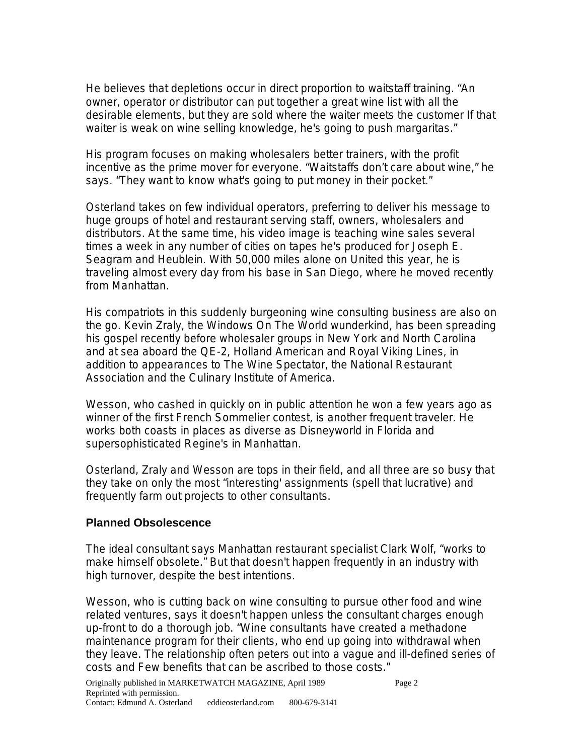He believes that depletions occur in direct proportion to waitstaff training. "An owner, operator or distributor can put together a great wine list with all the desirable elements, but they are sold where the waiter meets the customer If that waiter is weak on wine selling knowledge, he's going to push margaritas."

His program focuses on making wholesalers better trainers, with the profit incentive as the prime mover for everyone. "Waitstaffs don't care about wine," he says. "They want to know what's going to put money in their pocket."

Osterland takes on few individual operators, preferring to deliver his message to huge groups of hotel and restaurant serving staff, owners, wholesalers and distributors. At the same time, his video image is teaching wine sales several times a week in any number of cities on tapes he's produced for Joseph E. Seagram and Heublein. With 50,000 miles alone on United this year, he is traveling almost every day from his base in San Diego, where he moved recently from Manhattan.

His compatriots in this suddenly burgeoning wine consulting business are also on the go. Kevin Zraly, the Windows On The World wunderkind, has been spreading his gospel recently before wholesaler groups in New York and North Carolina and at sea aboard the QE-2, Holland American and Royal Viking Lines, in addition to appearances to The Wine Spectator, the National Restaurant Association and the Culinary Institute of America.

Wesson, who cashed in quickly on in public attention he won a few years ago as winner of the first French Sommelier contest, is another frequent traveler. He works both coasts in places as diverse as Disneyworld in Florida and supersophisticated Regine's in Manhattan.

Osterland, Zraly and Wesson are tops in their field, and all three are so busy that they take on only the most "interesting' assignments (spell that lucrative) and frequently farm out projects to other consultants.

### Planned Obsolescence

The ideal consultant says Manhattan restaurant specialist Clark Wolf, "works to make himself obsolete." But that doesn't happen frequently in an industry with high turnover, despite the best intentions.

Wesson, who is cutting back on wine consulting to pursue other food and wine related ventures, says it doesn't happen unless the consultant charges enough up-front to do a thorough job. "Wine consultants have created a methadone maintenance program for their clients, who end up going into withdrawal when they leave. The relationship often peters out into a vague and ill-defined series of costs and Few benefits that can be ascribed to those costs."

Originally published in MARKETWATCH MAGAZINE, April 1989
Reprinted with permission.
Contact: Edmund A. Osterland eddieosterland.com 800-679-3141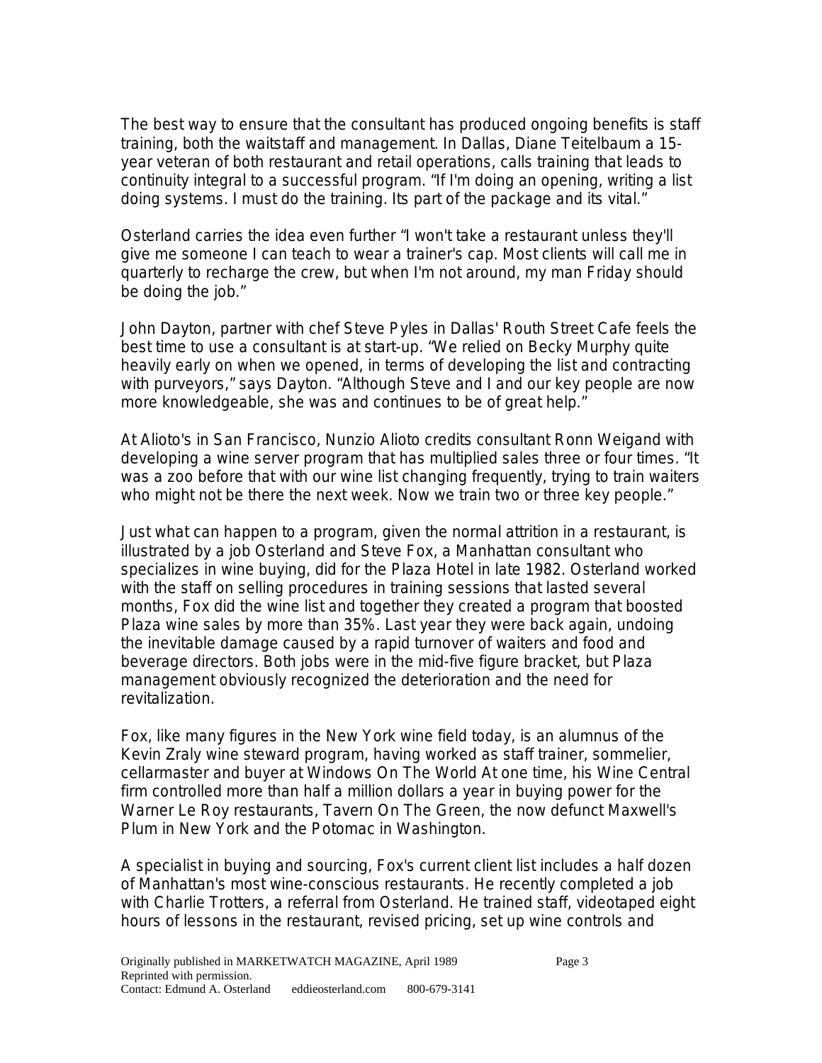The best way to ensure that the consultant has produced ongoing benefits is staff training, both the waitstaff and management. In Dallas, Diane Teitelbaum a 15-year veteran of both restaurant and retail operations, calls training that leads to continuity integral to a successful program. "If I'm doing an opening, writing a list doing systems. I must do the training. Its part of the package and its vital."

Osterland carries the idea even further "I won't take a restaurant unless they'll give me someone I can teach to wear a trainer's cap. Most clients will call me in quarterly to recharge the crew, but when I'm not around, my man Friday should be doing the job."

John Dayton, partner with chef Steve Pyles in Dallas' Routh Street Cafe feels the best time to use a consultant is at start-up. "We relied on Becky Murphy quite heavily early on when we opened, in terms of developing the list and contracting with purveyors," says Dayton. "Although Steve and I and our key people are now more knowledgeable, she was and continues to be of great help."

At Alioto's in San Francisco, Nunzio Alioto credits consultant Ronn Weigand with developing a wine server program that has multiplied sales three or four times. "It was a zoo before that with our wine list changing frequently, trying to train waiters who might not be there the next week. Now we train two or three key people."

Just what can happen to a program, given the normal attrition in a restaurant, is illustrated by a job Osterland and Steve Fox, a Manhattan consultant who specializes in wine buying, did for the Plaza Hotel in late 1982. Osterland worked with the staff on selling procedures in training sessions that lasted several months, Fox did the wine list and together they created a program that boosted Plaza wine sales by more than 35%. Last year they were back again, undoing the inevitable damage caused by a rapid turnover of waiters and food and beverage directors. Both jobs were in the mid-five figure bracket, but Plaza management obviously recognized the deterioration and the need for revitalization.

Fox, like many figures in the New York wine field today, is an alumnus of the Kevin Zraly wine steward program, having worked as staff trainer, sommelier, cellarmaster and buyer at Windows On The World At one time, his Wine Central firm controlled more than half a million dollars a year in buying power for the Warner Le Roy restaurants, Tavern On The Green, the now defunct Maxwell's Plum in New York and the Potomac in Washington.

A specialist in buying and sourcing, Fox's current client list includes a half dozen of Manhattan's most wine-conscious restaurants. He recently completed a job with Charlie Trotters, a referral from Osterland. He trained staff, videotaped eight hours of lessons in the restaurant, revised pricing, set up wine controls and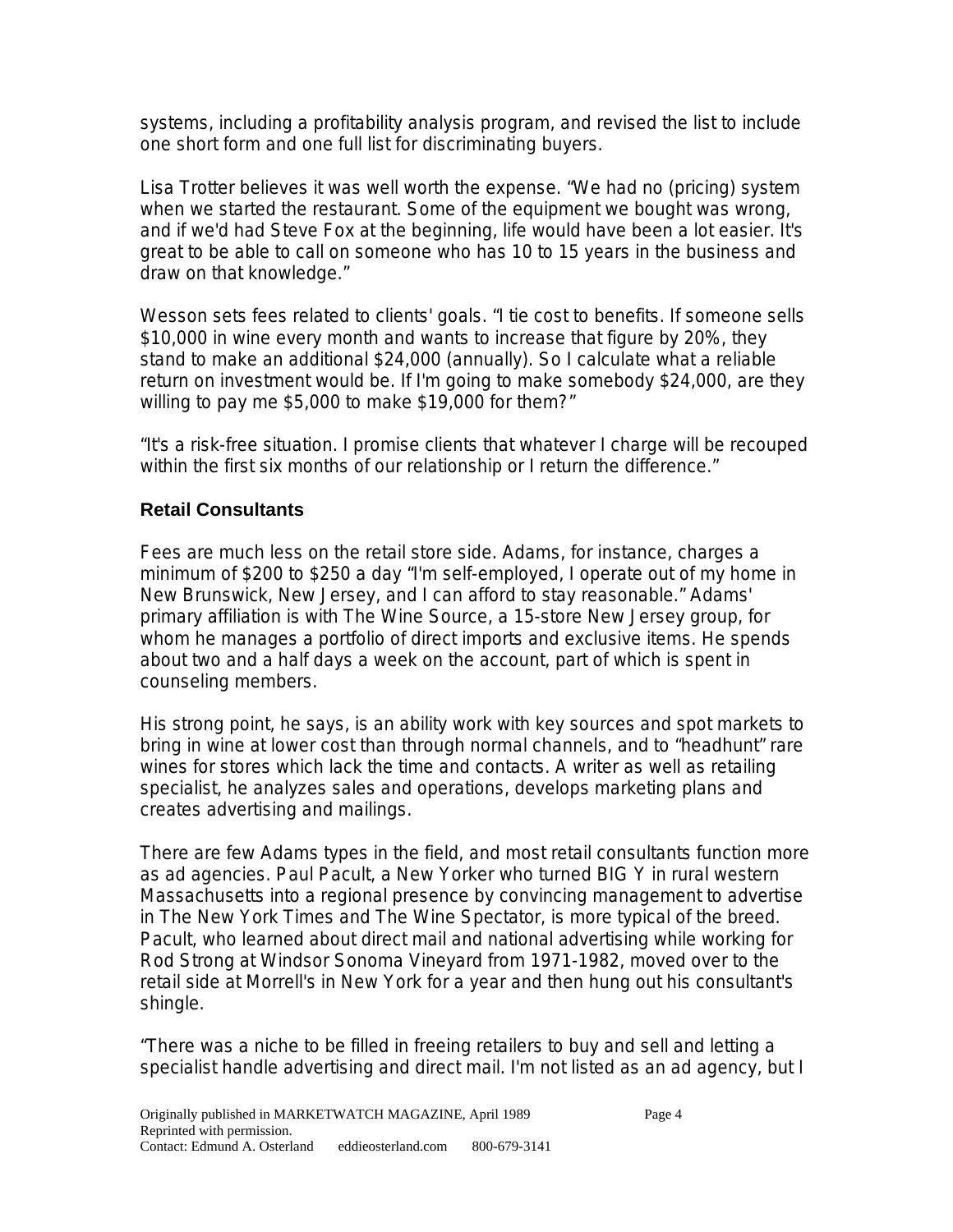systems, including a profitability analysis program, and revised the list to include one short form and one full list for discriminating buyers.

Lisa Trotter believes it was well worth the expense. "We had no (pricing) system when we started the restaurant. Some of the equipment we bought was wrong, and if we'd had Steve Fox at the beginning, life would have been a lot easier. It's great to be able to call on someone who has 10 to 15 years in the business and draw on that knowledge."

Wesson sets fees related to clients' goals. "I tie cost to benefits. If someone sells $10,000 in wine every month and wants to increase that figure by 20%, they stand to make an additional $24,000 (annually). So I calculate what a reliable return on investment would be. If I'm going to make somebody $24,000, are they willing to pay me $5,000 to make $19,000 for them?"

"It's a risk-free situation. I promise clients that whatever I charge will be recouped within the first six months of our relationship or I return the difference."

### Retail Consultants

Fees are much less on the retail store side. Adams, for instance, charges a minimum of $200 to $250 a day "I'm self-employed, I operate out of my home in New Brunswick, New Jersey, and I can afford to stay reasonable." Adams' primary affiliation is with The Wine Source, a 15-store New Jersey group, for whom he manages a portfolio of direct imports and exclusive items. He spends about two and a half days a week on the account, part of which is spent in counseling members.

His strong point, he says, is an ability work with key sources and spot markets to bring in wine at lower cost than through normal channels, and to "headhunt" rare wines for stores which lack the time and contacts. A writer as well as retailing specialist, he analyzes sales and operations, develops marketing plans and creates advertising and mailings.

There are few Adams types in the field, and most retail consultants function more as ad agencies. Paul Pacult, a New Yorker who turned BIG Y in rural western Massachusetts into a regional presence by convincing management to advertise in The New York Times and The Wine Spectator, is more typical of the breed. Pacult, who learned about direct mail and national advertising while working for Rod Strong at Windsor Sonoma Vineyard from 1971-1982, moved over to the retail side at Morrell's in New York for a year and then hung out his consultant's shingle.

"There was a niche to be filled in freeing retailers to buy and sell and letting a specialist handle advertising and direct mail. I'm not listed as an ad agency, but I

Originally published in MARKETWATCH MAGAZINE, April 1989
Reprinted with permission.
Contact: Edmund A. Osterland eddieosterland.com 800-679-3141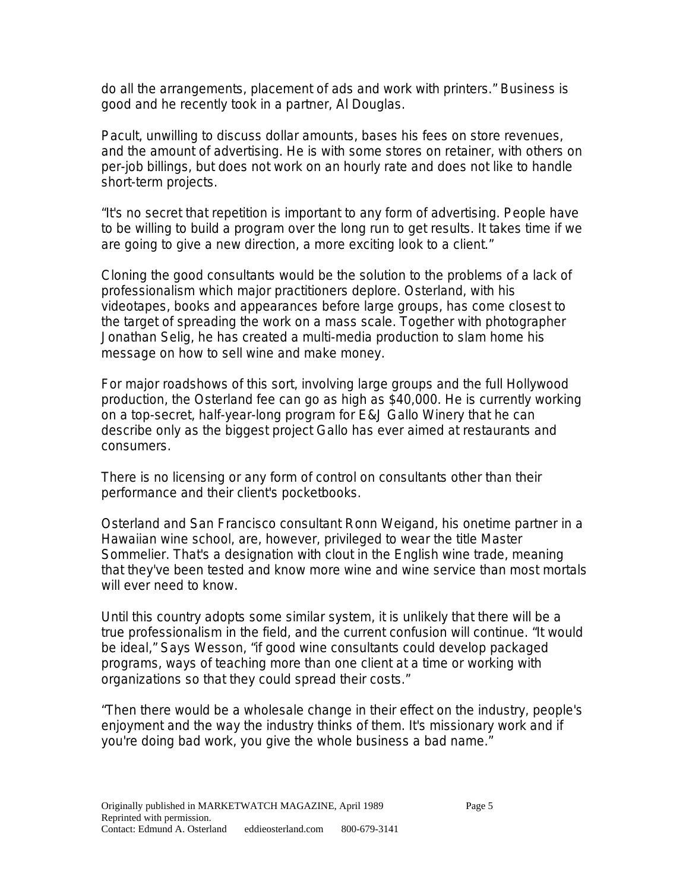do all the arrangements, placement of ads and work with printers." Business is good and he recently took in a partner, Al Douglas.

Pacult, unwilling to discuss dollar amounts, bases his fees on store revenues, and the amount of advertising. He is with some stores on retainer, with others on per-job billings, but does not work on an hourly rate and does not like to handle short-term projects.

"It's no secret that repetition is important to any form of advertising. People have to be willing to build a program over the long run to get results. It takes time if we are going to give a new direction, a more exciting look to a client."

Cloning the good consultants would be the solution to the problems of a lack of professionalism which major practitioners deplore. Osterland, with his videotapes, books and appearances before large groups, has come closest to the target of spreading the work on a mass scale. Together with photographer Jonathan Selig, he has created a multi-media production to slam home his message on how to sell wine and make money.

For major roadshows of this sort, involving large groups and the full Hollywood production, the Osterland fee can go as high as $40,000. He is currently working on a top-secret, half-year-long program for E&J Gallo Winery that he can describe only as the biggest project Gallo has ever aimed at restaurants and consumers.

There is no licensing or any form of control on consultants other than their performance and their client's pocketbooks.

Osterland and San Francisco consultant Ronn Weigand, his onetime partner in a Hawaiian wine school, are, however, privileged to wear the title Master Sommelier. That's a designation with clout in the English wine trade, meaning that they've been tested and know more wine and wine service than most mortals will ever need to know.

Until this country adopts some similar system, it is unlikely that there will be a true professionalism in the field, and the current confusion will continue. "It would be ideal," Says Wesson, "if good wine consultants could develop packaged programs, ways of teaching more than one client at a time or working with organizations so that they could spread their costs."

"Then there would be a wholesale change in their effect on the industry, people's enjoyment and the way the industry thinks of them. It's missionary work and if you're doing bad work, you give the whole business a bad name."

Originally published in MARKETWATCH MAGAZINE, April 1989
Reprinted with permission.
Contact: Edmund A. Osterland eddieosterland.com 800-679-3141